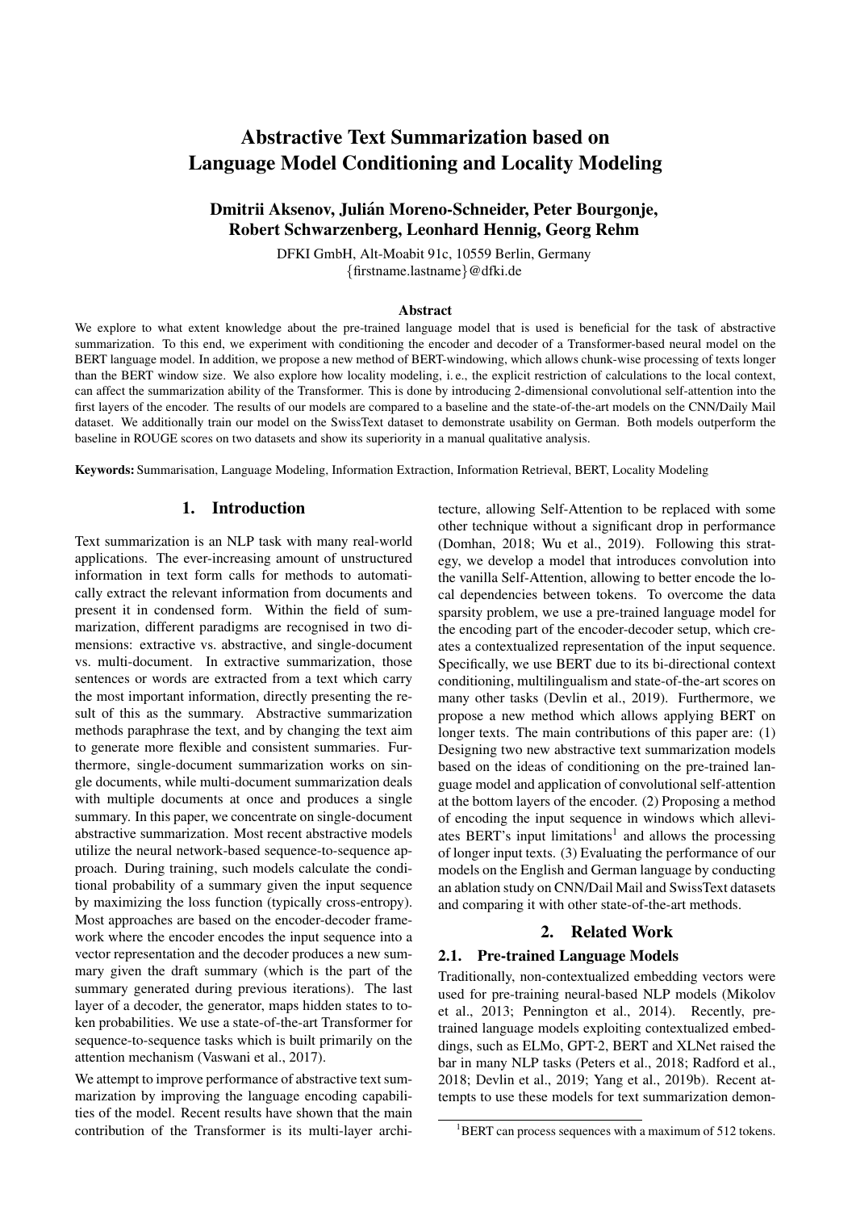# Abstractive Text Summarization based on Language Model Conditioning and Locality Modeling

**Dmitrii Aksenov, Julián Moreno-Schneider, Peter Bourgonje, Robert Schwarzenberg, Leonhard Hennig, Georg Rehm**

DFKI GmbH, Alt-Moabit 91c, 10559 Berlin, Germany
{firstname.lastname}@dfki.de

### Abstract

We explore to what extent knowledge about the pre-trained language model that is used is beneficial for the task of abstractive summarization. To this end, we experiment with conditioning the encoder and decoder of a Transformer-based neural model on the BERT language model. In addition, we propose a new method of BERT-windowing, which allows chunk-wise processing of texts longer than the BERT window size. We also explore how locality modeling, i. e., the explicit restriction of calculations to the local context, can affect the summarization ability of the Transformer. This is done by introducing 2-dimensional convolutional self-attention into the first layers of the encoder. The results of our models are compared to a baseline and the state-of-the-art models on the CNN/Daily Mail dataset. We additionally train our model on the SwissText dataset to demonstrate usability on German. Both models outperform the baseline in ROUGE scores on two datasets and show its superiority in a manual qualitative analysis.

**Keywords:** Summarisation, Language Modeling, Information Extraction, Information Retrieval, BERT, Locality Modeling

## 1. Introduction

Text summarization is an NLP task with many real-world applications. The ever-increasing amount of unstructured information in text form calls for methods to automatically extract the relevant information from documents and present it in condensed form. Within the field of summarization, different paradigms are recognised in two dimensions: extractive vs. abstractive, and single-document vs. multi-document. In extractive summarization, those sentences or words are extracted from a text which carry the most important information, directly presenting the result of this as the summary. Abstractive summarization methods paraphrase the text, and by changing the text aim to generate more flexible and consistent summaries. Furthermore, single-document summarization works on single documents, while multi-document summarization deals with multiple documents at once and produces a single summary. In this paper, we concentrate on single-document abstractive summarization. Most recent abstractive models utilize the neural network-based sequence-to-sequence approach. During training, such models calculate the conditional probability of a summary given the input sequence by maximizing the loss function (typically cross-entropy). Most approaches are based on the encoder-decoder framework where the encoder encodes the input sequence into a vector representation and the decoder produces a new summary given the draft summary (which is the part of the summary generated during previous iterations). The last layer of a decoder, the generator, maps hidden states to token probabilities. We use a state-of-the-art Transformer for sequence-to-sequence tasks which is built primarily on the attention mechanism (Vaswani et al., 2017).

We attempt to improve performance of abstractive text summarization by improving the language encoding capabilities of the model. Recent results have shown that the main contribution of the Transformer is its multi-layer architecture, allowing Self-Attention to be replaced with some other technique without a significant drop in performance (Domhan, 2018; Wu et al., 2019). Following this strategy, we develop a model that introduces convolution into the vanilla Self-Attention, allowing to better encode the local dependencies between tokens. To overcome the data sparsity problem, we use a pre-trained language model for the encoding part of the encoder-decoder setup, which creates a contextualized representation of the input sequence. Specifically, we use BERT due to its bi-directional context conditioning, multilingualism and state-of-the-art scores on many other tasks (Devlin et al., 2019). Furthermore, we propose a new method which allows applying BERT on longer texts. The main contributions of this paper are: (1) Designing two new abstractive text summarization models based on the ideas of conditioning on the pre-trained language model and application of convolutional self-attention at the bottom layers of the encoder. (2) Proposing a method of encoding the input sequence in windows which alleviates BERT's input limitations[1] and allows the processing of longer input texts. (3) Evaluating the performance of our models on the English and German language by conducting an ablation study on CNN/Dail Mail and SwissText datasets and comparing it with other state-of-the-art methods.

## 2. Related Work

### 2.1. Pre-trained Language Models

Traditionally, non-contextualized embedding vectors were used for pre-training neural-based NLP models (Mikolov et al., 2013; Pennington et al., 2014). Recently, pre-trained language models exploiting contextualized embeddings, such as ELMo, GPT-2, BERT and XLNet raised the bar in many NLP tasks (Peters et al., 2018; Radford et al., 2018; Devlin et al., 2019; Yang et al., 2019b). Recent attempts to use these models for text summarization demon-

[1] BERT can process sequences with a maximum of 512 tokens.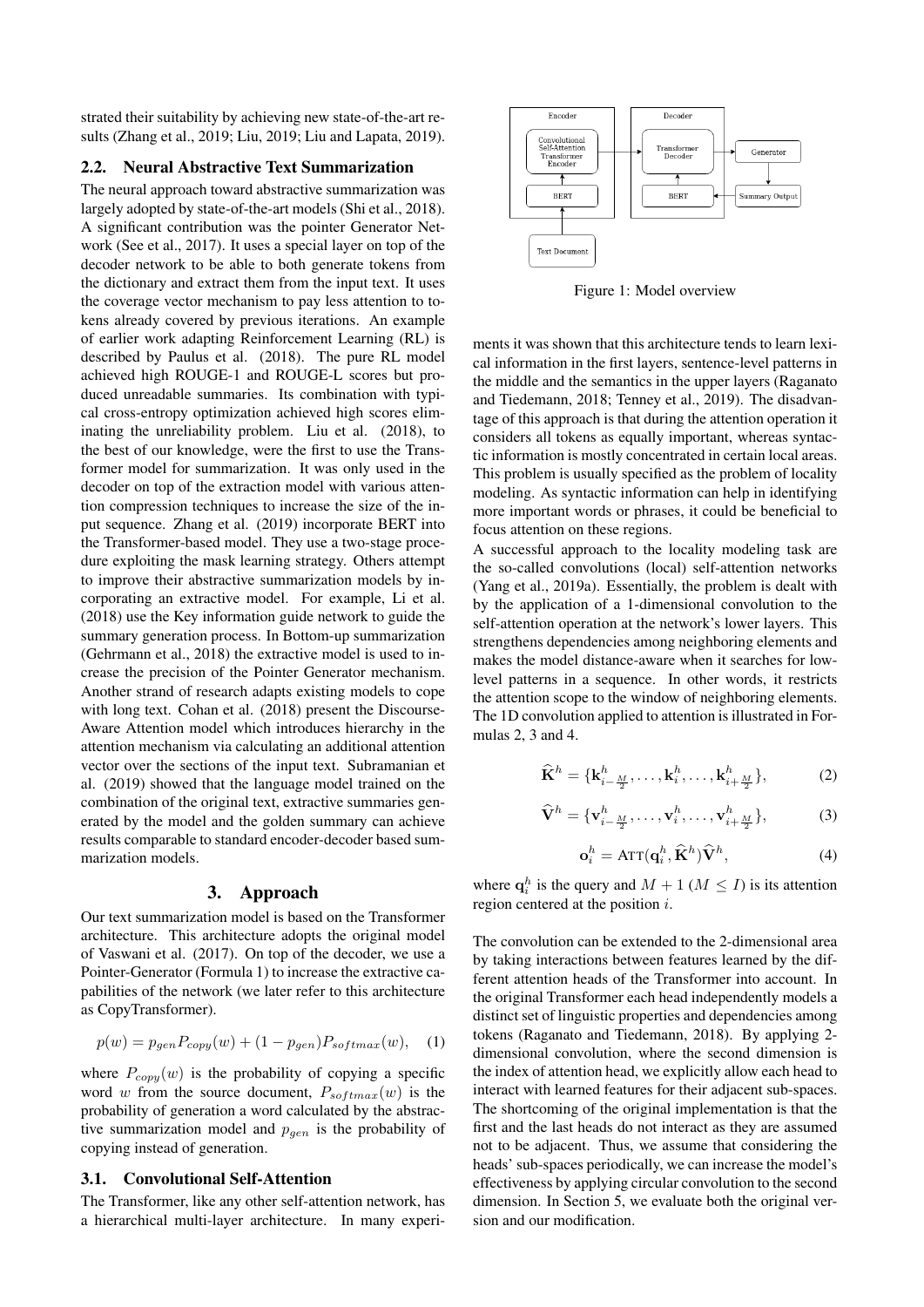strated their suitability by achieving new state-of-the-art results (Zhang et al., 2019; Liu, 2019; Liu and Lapata, 2019).

### 2.2. Neural Abstractive Text Summarization

The neural approach toward abstractive summarization was largely adopted by state-of-the-art models (Shi et al., 2018). A significant contribution was the pointer Generator Network (See et al., 2017). It uses a special layer on top of the decoder network to be able to both generate tokens from the dictionary and extract them from the input text. It uses the coverage vector mechanism to pay less attention to tokens already covered by previous iterations. An example of earlier work adapting Reinforcement Learning (RL) is described by Paulus et al. (2018). The pure RL model achieved high ROUGE-1 and ROUGE-L scores but produced unreadable summaries. Its combination with typical cross-entropy optimization achieved high scores eliminating the unreliability problem. Liu et al. (2018), to the best of our knowledge, were the first to use the Transformer model for summarization. It was only used in the decoder on top of the extraction model with various attention compression techniques to increase the size of the input sequence. Zhang et al. (2019) incorporate BERT into the Transformer-based model. They use a two-stage procedure exploiting the mask learning strategy. Others attempt to improve their abstractive summarization models by incorporating an extractive model. For example, Li et al. (2018) use the Key information guide network to guide the summary generation process. In Bottom-up summarization (Gehrmann et al., 2018) the extractive model is used to increase the precision of the Pointer Generator mechanism. Another strand of research adapts existing models to cope with long text. Cohan et al. (2018) present the Discourse-Aware Attention model which introduces hierarchy in the attention mechanism via calculating an additional attention vector over the sections of the input text. Subramanian et al. (2019) showed that the language model trained on the combination of the original text, extractive summaries generated by the model and the golden summary can achieve results comparable to standard encoder-decoder based summarization models.

## 3. Approach

Our text summarization model is based on the Transformer architecture. This architecture adopts the original model of Vaswani et al. (2017). On top of the decoder, we use a Pointer-Generator (Formula 1) to increase the extractive capabilities of the network (we later refer to this architecture as CopyTransformer).

$$p(w) = p_{gen}P_{copy}(w) + (1 - p_{gen})P_{softmax}(w), \quad (1)$$

where $P_{copy}(w)$ is the probability of copying a specific word $w$ from the source document, $P_{softmax}(w)$ is the probability of generation a word calculated by the abstractive summarization model and $p_{gen}$ is the probability of copying instead of generation.

### 3.1. Convolutional Self-Attention

The Transformer, like any other self-attention network, has a hierarchical multi-layer architecture. In many experiments it was shown that this architecture tends to learn lexical information in the first layers, sentence-level patterns in the middle and the semantics in the upper layers (Raganato and Tiedemann, 2018; Tenney et al., 2019). The disadvantage of this approach is that during the attention operation it considers all tokens as equally important, whereas syntactic information is mostly concentrated in certain local areas. This problem is usually specified as the problem of locality modeling. As syntactic information can help in identifying more important words or phrases, it could be beneficial to focus attention on these regions.

Encoder: Convolutional Self-Attention Transformer Encoder; BERT; Text Document. Decoder: Transformer Decoder; BERT; Generator; Summary Output.

Figure 1: Model overview

A successful approach to the locality modeling task are the so-called convolutions (local) self-attention networks (Yang et al., 2019a). Essentially, the problem is dealt with by the application of a 1-dimensional convolution to the self-attention operation at the network's lower layers. This strengthens dependencies among neighboring elements and makes the model distance-aware when it searches for low-level patterns in a sequence. In other words, it restricts the attention scope to the window of neighboring elements. The 1D convolution applied to attention is illustrated in Formulas 2, 3 and 4.

$$\widehat{\mathbf{K}}^h = \{\mathbf{k}^h_{i-\frac{M}{2}}, \ldots, \mathbf{k}^h_i, \ldots, \mathbf{k}^h_{i+\frac{M}{2}}\}, \quad (2)$$

$$\widehat{\mathbf{V}}^h = \{\mathbf{v}^h_{i-\frac{M}{2}}, \ldots, \mathbf{v}^h_i, \ldots, \mathbf{v}^h_{i+\frac{M}{2}}\}, \quad (3)$$

$$\mathbf{o}^h_i = \textsc{Att}(\mathbf{q}^h_i, \widehat{\mathbf{K}}^h)\widehat{\mathbf{V}}^h, \quad (4)$$

where $\mathbf{q}^h_i$ is the query and $M + 1$ ($M \leq I$) is its attention region centered at the position $i$.

The convolution can be extended to the 2-dimensional area by taking interactions between features learned by the different attention heads of the Transformer into account. In the original Transformer each head independently models a distinct set of linguistic properties and dependencies among tokens (Raganato and Tiedemann, 2018). By applying 2-dimensional convolution, where the second dimension is the index of attention head, we explicitly allow each head to interact with learned features for their adjacent sub-spaces. The shortcoming of the original implementation is that the first and the last heads do not interact as they are assumed not to be adjacent. Thus, we assume that considering the heads' sub-spaces periodically, we can increase the model's effectiveness by applying circular convolution to the second dimension. In Section 5, we evaluate both the original version and our modification.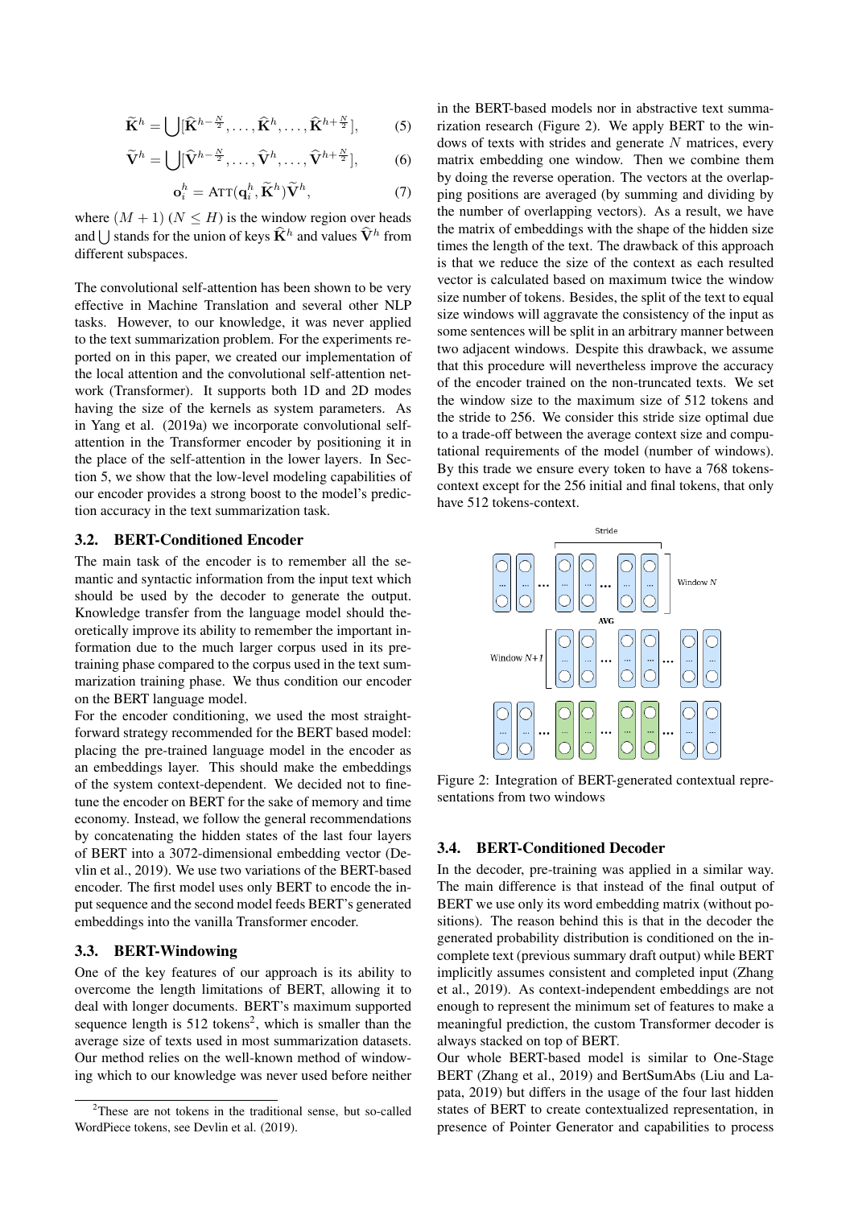$$\widetilde{\mathbf{K}}^h = \bigcup[\widehat{\mathbf{K}}^{h-\frac{N}{2}}, \ldots, \widehat{\mathbf{K}}^h, \ldots, \widehat{\mathbf{K}}^{h+\frac{N}{2}}], \quad (5)$$

$$\widetilde{\mathbf{V}}^h = \bigcup[\widehat{\mathbf{V}}^{h-\frac{N}{2}}, \ldots, \widehat{\mathbf{V}}^h, \ldots, \widehat{\mathbf{V}}^{h+\frac{N}{2}}], \quad (6)$$

$$\mathbf{o}_i^h = \mathrm{ATT}(\mathbf{q}_i^h, \widetilde{\mathbf{K}}^h)\widetilde{\mathbf{V}}^h, \quad (7)$$

where $(M+1)$ $(N \leq H)$ is the window region over heads and $\bigcup$ stands for the union of keys $\widehat{\mathbf{K}}^h$ and values $\widehat{\mathbf{V}}^h$ from different subspaces.

The convolutional self-attention has been shown to be very effective in Machine Translation and several other NLP tasks. However, to our knowledge, it was never applied to the text summarization problem. For the experiments reported on in this paper, we created our implementation of the local attention and the convolutional self-attention network (Transformer). It supports both 1D and 2D modes having the size of the kernels as system parameters. As in Yang et al. (2019a) we incorporate convolutional self-attention in the Transformer encoder by positioning it in the place of the self-attention in the lower layers. In Section 5, we show that the low-level modeling capabilities of our encoder provides a strong boost to the model's prediction accuracy in the text summarization task.

### 3.2. BERT-Conditioned Encoder

The main task of the encoder is to remember all the semantic and syntactic information from the input text which should be used by the decoder to generate the output. Knowledge transfer from the language model should theoretically improve its ability to remember the important information due to the much larger corpus used in its pre-training phase compared to the corpus used in the text summarization training phase. We thus condition our encoder on the BERT language model.

For the encoder conditioning, we used the most straightforward strategy recommended for the BERT based model: placing the pre-trained language model in the encoder as an embeddings layer. This should make the embeddings of the system context-dependent. We decided not to fine-tune the encoder on BERT for the sake of memory and time economy. Instead, we follow the general recommendations by concatenating the hidden states of the last four layers of BERT into a 3072-dimensional embedding vector (Devlin et al., 2019). We use two variations of the BERT-based encoder. The first model uses only BERT to encode the input sequence and the second model feeds BERT's generated embeddings into the vanilla Transformer encoder.

### 3.3. BERT-Windowing

One of the key features of our approach is its ability to overcome the length limitations of BERT, allowing it to deal with longer documents. BERT's maximum supported sequence length is 512 tokens[2], which is smaller than the average size of texts used in most summarization datasets. Our method relies on the well-known method of windowing which to our knowledge was never used before neither in the BERT-based models nor in abstractive text summarization research (Figure 2). We apply BERT to the windows of texts with strides and generate $N$ matrices, every matrix embedding one window. Then we combine them by doing the reverse operation. The vectors at the overlapping positions are averaged (by summing and dividing by the number of overlapping vectors). As a result, we have the matrix of embeddings with the shape of the hidden size times the length of the text. The drawback of this approach is that we reduce the size of the context as each resulted vector is calculated based on maximum twice the window size number of tokens. Besides, the split of the text to equal size windows will aggravate the consistency of the input as some sentences will be split in an arbitrary manner between two adjacent windows. Despite this drawback, we assume that this procedure will nevertheless improve the accuracy of the encoder trained on the non-truncated texts. We set the window size to the maximum size of 512 tokens and the stride to 256. We consider this stride size optimal due to a trade-off between the average context size and computational requirements of the model (number of windows). By this trade we ensure every token to have a 768 tokens-context except for the 256 initial and final tokens, that only have 512 tokens-context.

Figure 2: Integration of BERT-generated contextual representations from two windows

### 3.4. BERT-Conditioned Decoder

In the decoder, pre-training was applied in a similar way. The main difference is that instead of the final output of BERT we use only its word embedding matrix (without positions). The reason behind this is that in the decoder the generated probability distribution is conditioned on the incomplete text (previous summary draft output) while BERT implicitly assumes consistent and completed input (Zhang et al., 2019). As context-independent embeddings are not enough to represent the minimum set of features to make a meaningful prediction, the custom Transformer decoder is always stacked on top of BERT.

Our whole BERT-based model is similar to One-Stage BERT (Zhang et al., 2019) and BertSumAbs (Liu and Lapata, 2019) but differs in the usage of the four last hidden states of BERT to create contextualized representation, in presence of Pointer Generator and capabilities to process

[2] These are not tokens in the traditional sense, but so-called WordPiece tokens, see Devlin et al. (2019).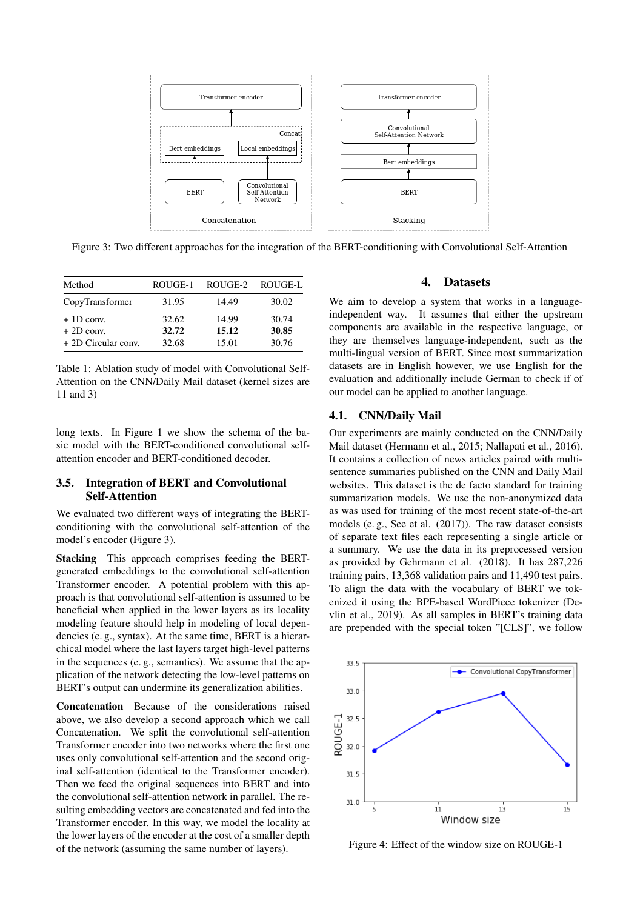Figure 3: Two different approaches for the integration of the BERT-conditioning with Convolutional Self-Attention

| Method | ROUGE-1 | ROUGE-2 | ROUGE-L |
|---|---|---|---|
| CopyTransformer | 31.95 | 14.49 | 30.02 |
| + 1D conv. | 32.62 | 14.99 | 30.74 |
| + 2D conv. | **32.72** | **15.12** | **30.85** |
| + 2D Circular conv. | 32.68 | 15.01 | 30.76 |

Table 1: Ablation study of model with Convolutional Self-Attention on the CNN/Daily Mail dataset (kernel sizes are 11 and 3)

long texts. In Figure 1 we show the schema of the basic model with the BERT-conditioned convolutional self-attention encoder and BERT-conditioned decoder.

### 3.5. Integration of BERT and Convolutional Self-Attention

We evaluated two different ways of integrating the BERT-conditioning with the convolutional self-attention of the model's encoder (Figure 3).

**Stacking** This approach comprises feeding the BERT-generated embeddings to the convolutional self-attention Transformer encoder. A potential problem with this approach is that convolutional self-attention is assumed to be beneficial when applied in the lower layers as its locality modeling feature should help in modeling of local dependencies (e. g., syntax). At the same time, BERT is a hierarchical model where the last layers target high-level patterns in the sequences (e. g., semantics). We assume that the application of the network detecting the low-level patterns on BERT's output can undermine its generalization abilities.

**Concatenation** Because of the considerations raised above, we also develop a second approach which we call Concatenation. We split the convolutional self-attention Transformer encoder into two networks where the first one uses only convolutional self-attention and the second original self-attention (identical to the Transformer encoder). Then we feed the original sequences into BERT and into the convolutional self-attention network in parallel. The resulting embedding vectors are concatenated and fed into the Transformer encoder. In this way, we model the locality at the lower layers of the encoder at the cost of a smaller depth of the network (assuming the same number of layers).

## 4. Datasets

We aim to develop a system that works in a language-independent way. It assumes that either the upstream components are available in the respective language, or they are themselves language-independent, such as the multi-lingual version of BERT. Since most summarization datasets are in English however, we use English for the evaluation and additionally include German to check if of our model can be applied to another language.

### 4.1. CNN/Daily Mail

Our experiments are mainly conducted on the CNN/Daily Mail dataset (Hermann et al., 2015; Nallapati et al., 2016). It contains a collection of news articles paired with multi-sentence summaries published on the CNN and Daily Mail websites. This dataset is the de facto standard for training summarization models. We use the non-anonymized data as was used for training of the most recent state-of-the-art models (e. g., See et al. (2017)). The raw dataset consists of separate text files each representing a single article or a summary. We use the data in its preprocessed version as provided by Gehrmann et al. (2018). It has 287,226 training pairs, 13,368 validation pairs and 11,490 test pairs. To align the data with the vocabulary of BERT we tokenized it using the BPE-based WordPiece tokenizer (Devlin et al., 2019). As all samples in BERT's training data are prepended with the special token "[CLS]", we follow

Figure 4: Effect of the window size on ROUGE-1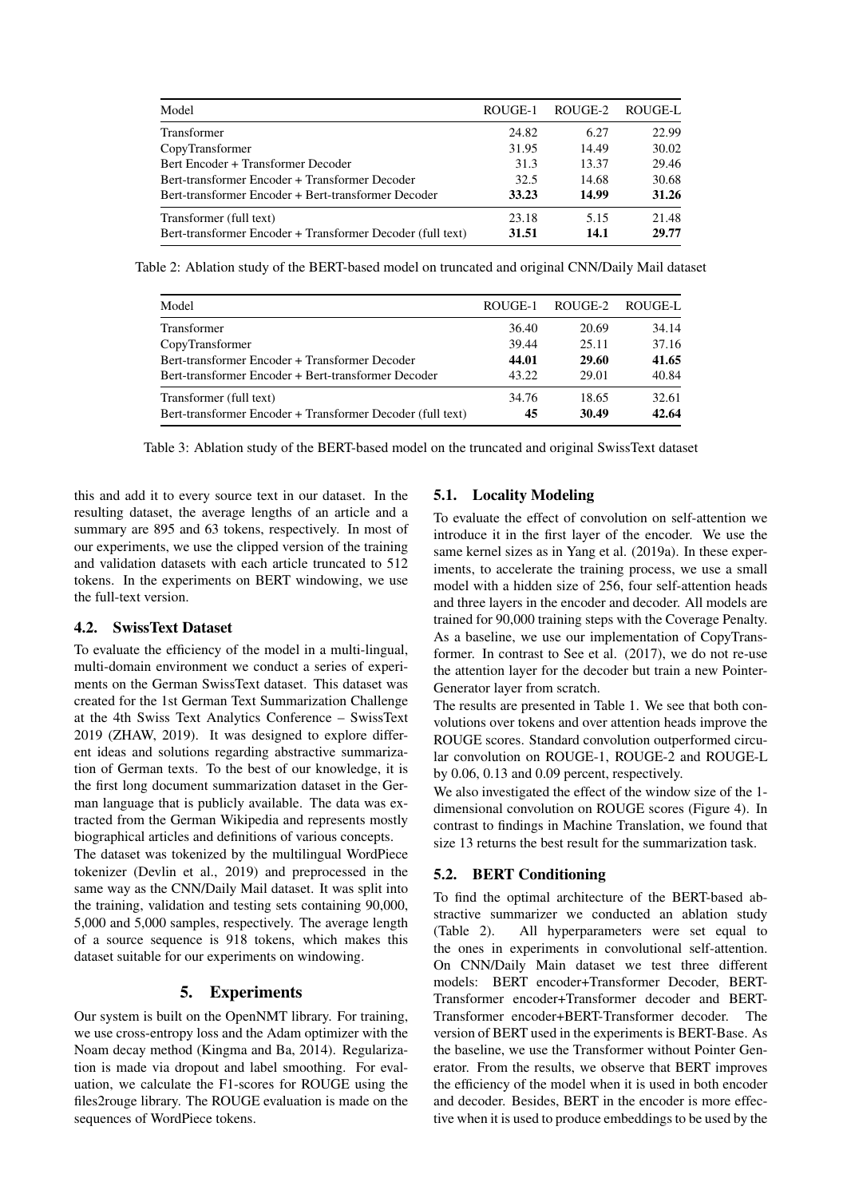| Model | ROUGE-1 | ROUGE-2 | ROUGE-L |
|---|---|---|---|
| Transformer | 24.82 | 6.27 | 22.99 |
| CopyTransformer | 31.95 | 14.49 | 30.02 |
| Bert Encoder + Transformer Decoder | 31.3 | 13.37 | 29.46 |
| Bert-transformer Encoder + Transformer Decoder | 32.5 | 14.68 | 30.68 |
| Bert-transformer Encoder + Bert-transformer Decoder | **33.23** | **14.99** | **31.26** |
| Transformer (full text) | 23.18 | 5.15 | 21.48 |
| Bert-transformer Encoder + Transformer Decoder (full text) | **31.51** | **14.1** | **29.77** |

Table 2: Ablation study of the BERT-based model on truncated and original CNN/Daily Mail dataset

| Model | ROUGE-1 | ROUGE-2 | ROUGE-L |
|---|---|---|---|
| Transformer | 36.40 | 20.69 | 34.14 |
| CopyTransformer | 39.44 | 25.11 | 37.16 |
| Bert-transformer Encoder + Transformer Decoder | **44.01** | **29.60** | **41.65** |
| Bert-transformer Encoder + Bert-transformer Decoder | 43.22 | 29.01 | 40.84 |
| Transformer (full text) | 34.76 | 18.65 | 32.61 |
| Bert-transformer Encoder + Transformer Decoder (full text) | **45** | **30.49** | **42.64** |

Table 3: Ablation study of the BERT-based model on the truncated and original SwissText dataset

this and add it to every source text in our dataset. In the resulting dataset, the average lengths of an article and a summary are 895 and 63 tokens, respectively. In most of our experiments, we use the clipped version of the training and validation datasets with each article truncated to 512 tokens. In the experiments on BERT windowing, we use the full-text version.

### 4.2. SwissText Dataset

To evaluate the efficiency of the model in a multi-lingual, multi-domain environment we conduct a series of experiments on the German SwissText dataset. This dataset was created for the 1st German Text Summarization Challenge at the 4th Swiss Text Analytics Conference – SwissText 2019 (ZHAW, 2019). It was designed to explore different ideas and solutions regarding abstractive summarization of German texts. To the best of our knowledge, it is the first long document summarization dataset in the German language that is publicly available. The data was extracted from the German Wikipedia and represents mostly biographical articles and definitions of various concepts.

The dataset was tokenized by the multilingual WordPiece tokenizer (Devlin et al., 2019) and preprocessed in the same way as the CNN/Daily Mail dataset. It was split into the training, validation and testing sets containing 90,000, 5,000 and 5,000 samples, respectively. The average length of a source sequence is 918 tokens, which makes this dataset suitable for our experiments on windowing.

## 5. Experiments

Our system is built on the OpenNMT library. For training, we use cross-entropy loss and the Adam optimizer with the Noam decay method (Kingma and Ba, 2014). Regularization is made via dropout and label smoothing. For evaluation, we calculate the F1-scores for ROUGE using the files2rouge library. The ROUGE evaluation is made on the sequences of WordPiece tokens.

### 5.1. Locality Modeling

To evaluate the effect of convolution on self-attention we introduce it in the first layer of the encoder. We use the same kernel sizes as in Yang et al. (2019a). In these experiments, to accelerate the training process, we use a small model with a hidden size of 256, four self-attention heads and three layers in the encoder and decoder. All models are trained for 90,000 training steps with the Coverage Penalty. As a baseline, we use our implementation of CopyTransformer. In contrast to See et al. (2017), we do not re-use the attention layer for the decoder but train a new Pointer-Generator layer from scratch.

The results are presented in Table 1. We see that both convolutions over tokens and over attention heads improve the ROUGE scores. Standard convolution outperformed circular convolution on ROUGE-1, ROUGE-2 and ROUGE-L by 0.06, 0.13 and 0.09 percent, respectively.

We also investigated the effect of the window size of the 1-dimensional convolution on ROUGE scores (Figure 4). In contrast to findings in Machine Translation, we found that size 13 returns the best result for the summarization task.

### 5.2. BERT Conditioning

To find the optimal architecture of the BERT-based abstractive summarizer we conducted an ablation study (Table 2). All hyperparameters were set equal to the ones in experiments in convolutional self-attention. On CNN/Daily Main dataset we test three different models: BERT encoder+Transformer Decoder, BERT-Transformer encoder+Transformer decoder and BERT-Transformer encoder+BERT-Transformer decoder. The version of BERT used in the experiments is BERT-Base. As the baseline, we use the Transformer without Pointer Generator. From the results, we observe that BERT improves the efficiency of the model when it is used in both encoder and decoder. Besides, BERT in the encoder is more effective when it is used to produce embeddings to be used by the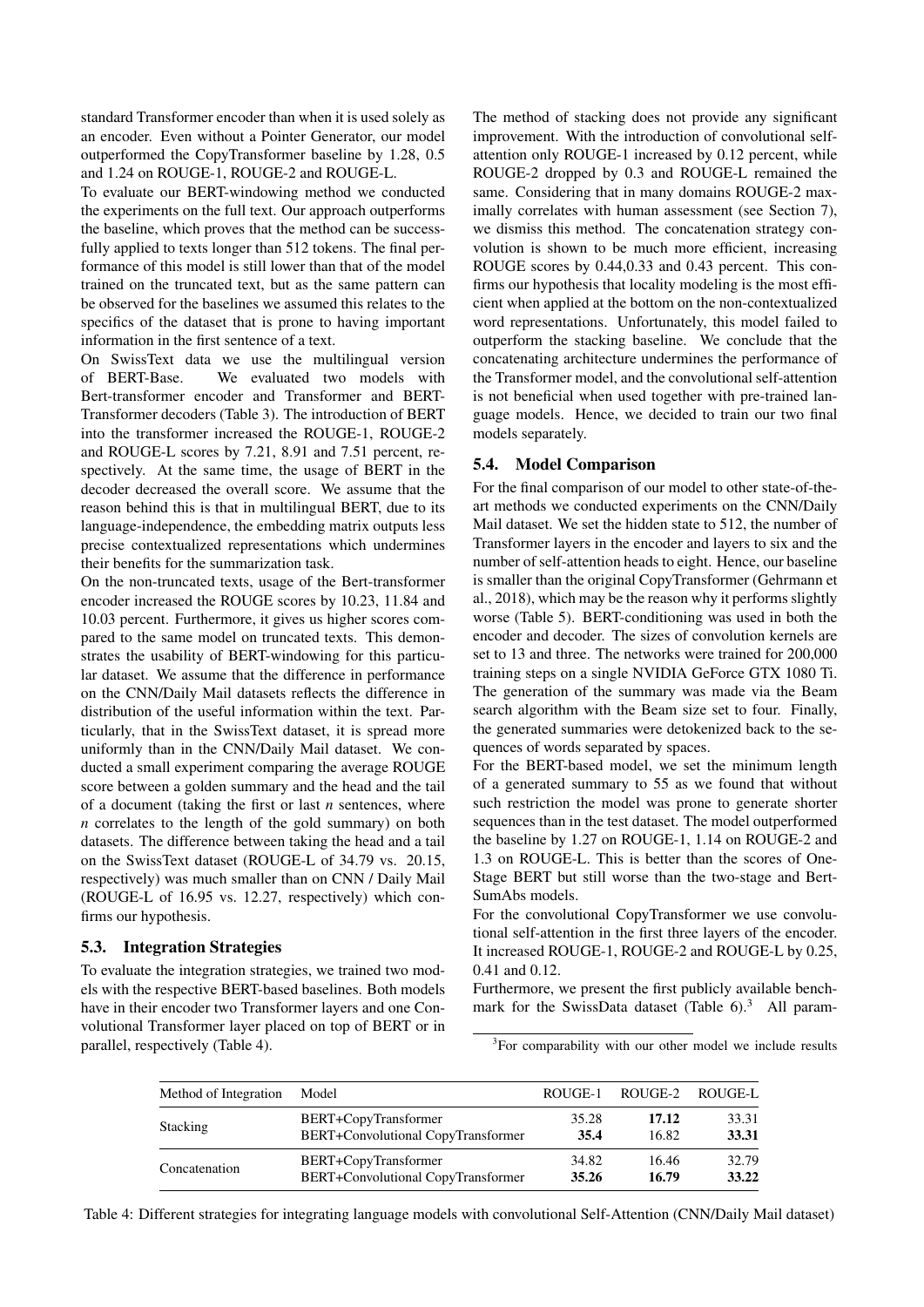standard Transformer encoder than when it is used solely as an encoder. Even without a Pointer Generator, our model outperformed the CopyTransformer baseline by 1.28, 0.5 and 1.24 on ROUGE-1, ROUGE-2 and ROUGE-L.

To evaluate our BERT-windowing method we conducted the experiments on the full text. Our approach outperforms the baseline, which proves that the method can be successfully applied to texts longer than 512 tokens. The final performance of this model is still lower than that of the model trained on the truncated text, but as the same pattern can be observed for the baselines we assumed this relates to the specifics of the dataset that is prone to having important information in the first sentence of a text.

On SwissText data we use the multilingual version of BERT-Base. We evaluated two models with Bert-transformer encoder and Transformer and BERT-Transformer decoders (Table 3). The introduction of BERT into the transformer increased the ROUGE-1, ROUGE-2 and ROUGE-L scores by 7.21, 8.91 and 7.51 percent, respectively. At the same time, the usage of BERT in the decoder decreased the overall score. We assume that the reason behind this is that in multilingual BERT, due to its language-independence, the embedding matrix outputs less precise contextualized representations which undermines their benefits for the summarization task.

On the non-truncated texts, usage of the Bert-transformer encoder increased the ROUGE scores by 10.23, 11.84 and 10.03 percent. Furthermore, it gives us higher scores compared to the same model on truncated texts. This demonstrates the usability of BERT-windowing for this particular dataset. We assume that the difference in performance on the CNN/Daily Mail datasets reflects the difference in distribution of the useful information within the text. Particularly, that in the SwissText dataset, it is spread more uniformly than in the CNN/Daily Mail dataset. We conducted a small experiment comparing the average ROUGE score between a golden summary and the head and the tail of a document (taking the first or last $n$ sentences, where $n$ correlates to the length of the gold summary) on both datasets. The difference between taking the head and a tail on the SwissText dataset (ROUGE-L of 34.79 vs. 20.15, respectively) was much smaller than on CNN / Daily Mail (ROUGE-L of 16.95 vs. 12.27, respectively) which confirms our hypothesis.

### 5.3. Integration Strategies

To evaluate the integration strategies, we trained two models with the respective BERT-based baselines. Both models have in their encoder two Transformer layers and one Convolutional Transformer layer placed on top of BERT or in parallel, respectively (Table 4).

The method of stacking does not provide any significant improvement. With the introduction of convolutional self-attention only ROUGE-1 increased by 0.12 percent, while ROUGE-2 dropped by 0.3 and ROUGE-L remained the same. Considering that in many domains ROUGE-2 maximally correlates with human assessment (see Section 7), we dismiss this method. The concatenation strategy convolution is shown to be much more efficient, increasing ROUGE scores by 0.44,0.33 and 0.43 percent. This confirms our hypothesis that locality modeling is the most efficient when applied at the bottom on the non-contextualized word representations. Unfortunately, this model failed to outperform the stacking baseline. We conclude that the concatenating architecture undermines the performance of the Transformer model, and the convolutional self-attention is not beneficial when used together with pre-trained language models. Hence, we decided to train our two final models separately.

### 5.4. Model Comparison

For the final comparison of our model to other state-of-the-art methods we conducted experiments on the CNN/Daily Mail dataset. We set the hidden state to 512, the number of Transformer layers in the encoder and layers to six and the number of self-attention heads to eight. Hence, our baseline is smaller than the original CopyTransformer (Gehrmann et al., 2018), which may be the reason why it performs slightly worse (Table 5). BERT-conditioning was used in both the encoder and decoder. The sizes of convolution kernels are set to 13 and three. The networks were trained for 200,000 training steps on a single NVIDIA GeForce GTX 1080 Ti. The generation of the summary was made via the Beam search algorithm with the Beam size set to four. Finally, the generated summaries were detokenized back to the sequences of words separated by spaces.

For the BERT-based model, we set the minimum length of a generated summary to 55 as we found that without such restriction the model was prone to generate shorter sequences than in the test dataset. The model outperformed the baseline by 1.27 on ROUGE-1, 1.14 on ROUGE-2 and 1.3 on ROUGE-L. This is better than the scores of One-Stage BERT but still worse than the two-stage and BertSumAbs models.

For the convolutional CopyTransformer we use convolutional self-attention in the first three layers of the encoder. It increased ROUGE-1, ROUGE-2 and ROUGE-L by 0.25, 0.41 and 0.12.

Furthermore, we present the first publicly available benchmark for the SwissData dataset (Table 6).[3] All param-

[3]For comparability with our other model we include results

| Method of Integration | Model | ROUGE-1 | ROUGE-2 | ROUGE-L |
|---|---|---|---|---|
| Stacking | BERT+CopyTransformer | 35.28 | **17.12** | 33.31 |
| | BERT+Convolutional CopyTransformer | **35.4** | 16.82 | **33.31** |
| Concatenation | BERT+CopyTransformer | 34.82 | 16.46 | 32.79 |
| | BERT+Convolutional CopyTransformer | **35.26** | **16.79** | **33.22** |

Table 4: Different strategies for integrating language models with convolutional Self-Attention (CNN/Daily Mail dataset)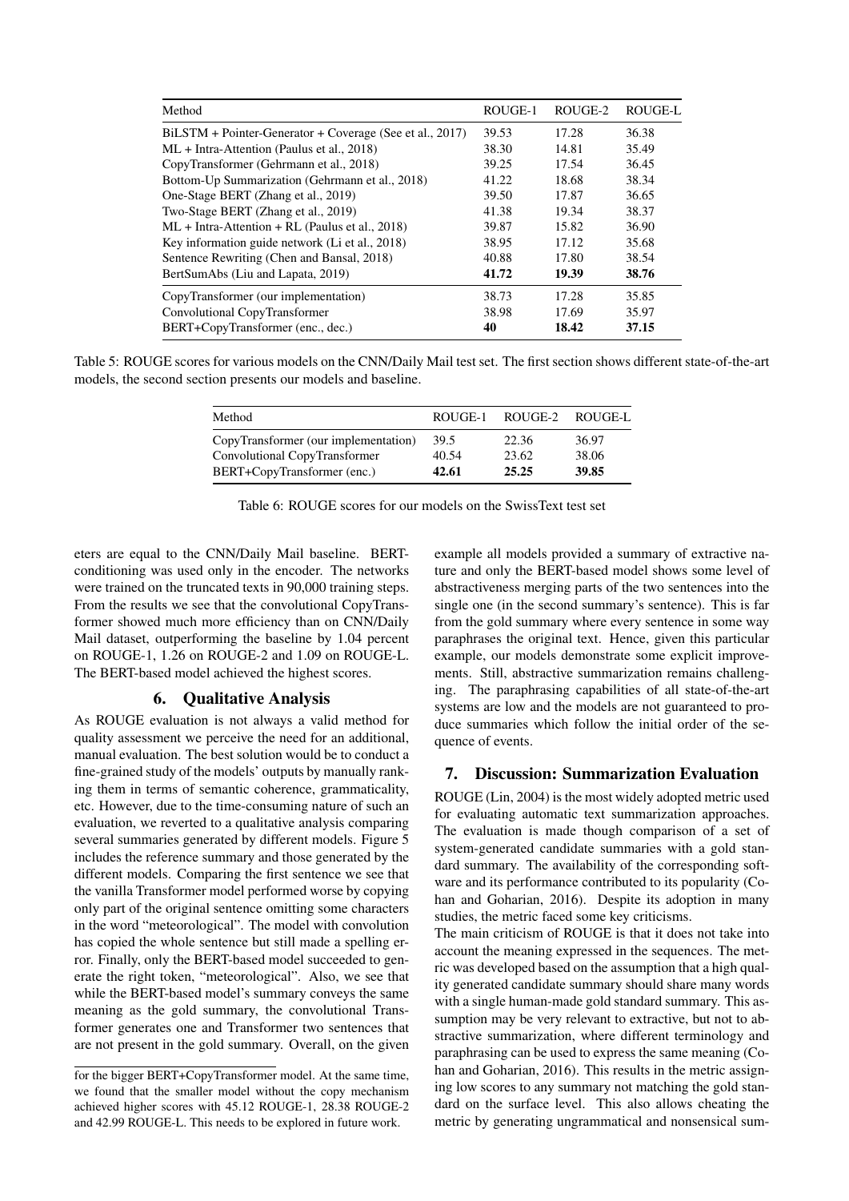| Method | ROUGE-1 | ROUGE-2 | ROUGE-L |
|---|---|---|---|
| BiLSTM + Pointer-Generator + Coverage (See et al., 2017) | 39.53 | 17.28 | 36.38 |
| ML + Intra-Attention (Paulus et al., 2018) | 38.30 | 14.81 | 35.49 |
| CopyTransformer (Gehrmann et al., 2018) | 39.25 | 17.54 | 36.45 |
| Bottom-Up Summarization (Gehrmann et al., 2018) | 41.22 | 18.68 | 38.34 |
| One-Stage BERT (Zhang et al., 2019) | 39.50 | 17.87 | 36.65 |
| Two-Stage BERT (Zhang et al., 2019) | 41.38 | 19.34 | 38.37 |
| ML + Intra-Attention + RL (Paulus et al., 2018) | 39.87 | 15.82 | 36.90 |
| Key information guide network (Li et al., 2018) | 38.95 | 17.12 | 35.68 |
| Sentence Rewriting (Chen and Bansal, 2018) | 40.88 | 17.80 | 38.54 |
| BertSumAbs (Liu and Lapata, 2019) | **41.72** | **19.39** | **38.76** |
| CopyTransformer (our implementation) | 38.73 | 17.28 | 35.85 |
| Convolutional CopyTransformer | 38.98 | 17.69 | 35.97 |
| BERT+CopyTransformer (enc., dec.) | **40** | **18.42** | **37.15** |

Table 5: ROUGE scores for various models on the CNN/Daily Mail test set. The first section shows different state-of-the-art models, the second section presents our models and baseline.

| Method | ROUGE-1 | ROUGE-2 | ROUGE-L |
|---|---|---|---|
| CopyTransformer (our implementation) | 39.5 | 22.36 | 36.97 |
| Convolutional CopyTransformer | 40.54 | 23.62 | 38.06 |
| BERT+CopyTransformer (enc.) | **42.61** | **25.25** | **39.85** |

Table 6: ROUGE scores for our models on the SwissText test set

eters are equal to the CNN/Daily Mail baseline. BERT-conditioning was used only in the encoder. The networks were trained on the truncated texts in 90,000 training steps. From the results we see that the convolutional CopyTransformer showed much more efficiency than on CNN/Daily Mail dataset, outperforming the baseline by 1.04 percent on ROUGE-1, 1.26 on ROUGE-2 and 1.09 on ROUGE-L. The BERT-based model achieved the highest scores.

## 6. Qualitative Analysis

As ROUGE evaluation is not always a valid method for quality assessment we perceive the need for an additional, manual evaluation. The best solution would be to conduct a fine-grained study of the models' outputs by manually ranking them in terms of semantic coherence, grammaticality, etc. However, due to the time-consuming nature of such an evaluation, we reverted to a qualitative analysis comparing several summaries generated by different models. Figure 5 includes the reference summary and those generated by the different models. Comparing the first sentence we see that the vanilla Transformer model performed worse by copying only part of the original sentence omitting some characters in the word "meteorological". The model with convolution has copied the whole sentence but still made a spelling error. Finally, only the BERT-based model succeeded to generate the right token, "meteorological". Also, we see that while the BERT-based model's summary conveys the same meaning as the gold summary, the convolutional Transformer generates one and Transformer two sentences that are not present in the gold summary. Overall, on the given example all models provided a summary of extractive nature and only the BERT-based model shows some level of abstractiveness merging parts of the two sentences into the single one (in the second summary's sentence). This is far from the gold summary where every sentence in some way paraphrases the original text. Hence, given this particular example, our models demonstrate some explicit improvements. Still, abstractive summarization remains challenging. The paraphrasing capabilities of all state-of-the-art systems are low and the models are not guaranteed to produce summaries which follow the initial order of the sequence of events.

for the bigger BERT+CopyTransformer model. At the same time, we found that the smaller model without the copy mechanism achieved higher scores with 45.12 ROUGE-1, 28.38 ROUGE-2 and 42.99 ROUGE-L. This needs to be explored in future work.

## 7. Discussion: Summarization Evaluation

ROUGE (Lin, 2004) is the most widely adopted metric used for evaluating automatic text summarization approaches. The evaluation is made though comparison of a set of system-generated candidate summaries with a gold standard summary. The availability of the corresponding software and its performance contributed to its popularity (Cohan and Goharian, 2016). Despite its adoption in many studies, the metric faced some key criticisms.

The main criticism of ROUGE is that it does not take into account the meaning expressed in the sequences. The metric was developed based on the assumption that a high quality generated candidate summary should share many words with a single human-made gold standard summary. This assumption may be very relevant to extractive, but not to abstractive summarization, where different terminology and paraphrasing can be used to express the same meaning (Cohan and Goharian, 2016). This results in the metric assigning low scores to any summary not matching the gold standard on the surface level. This also allows cheating the metric by generating ungrammatical and nonsensical sum-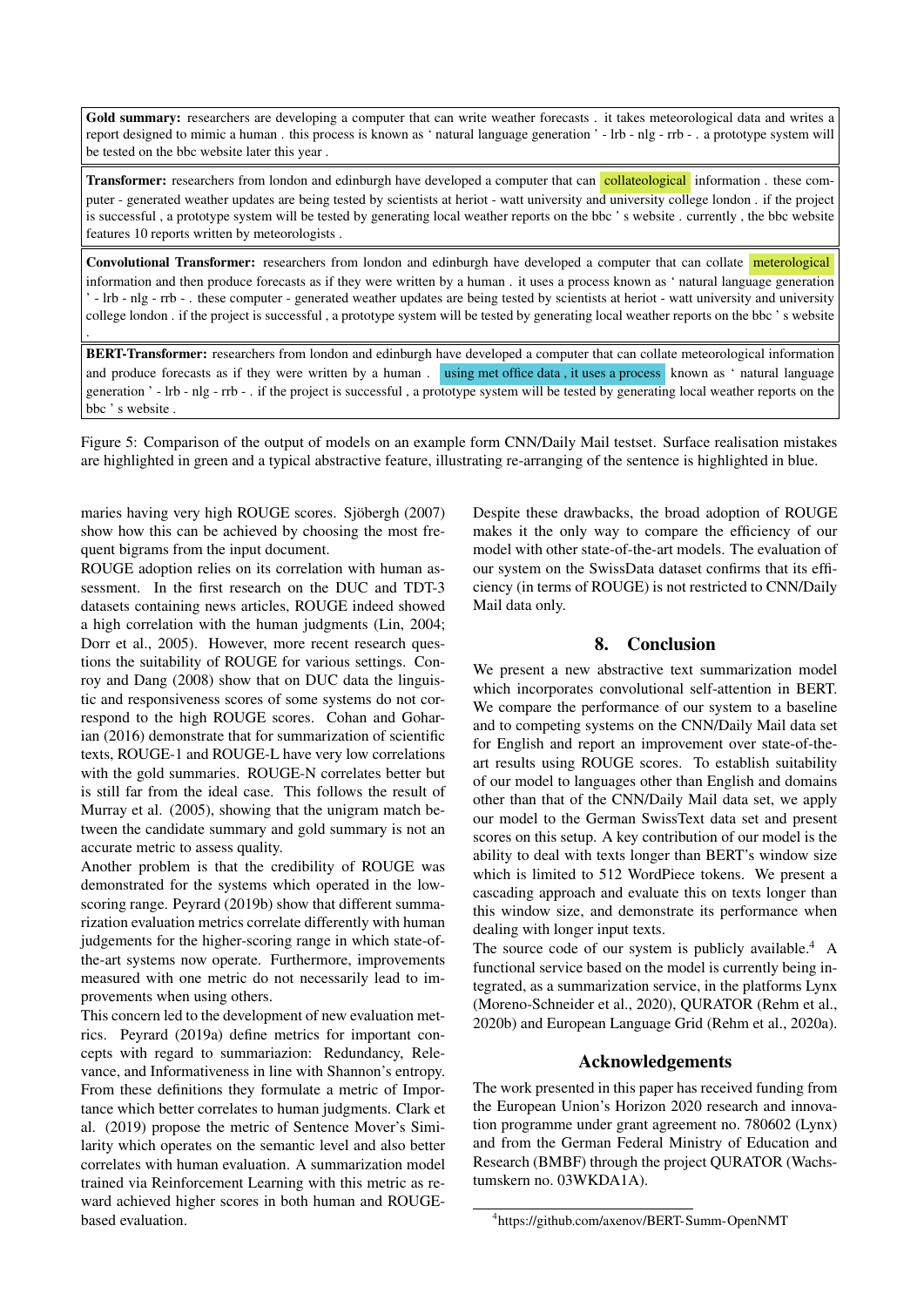**Gold summary:** researchers are developing a computer that can write weather forecasts . it takes meteorological data and writes a report designed to mimic a human . this process is known as ' natural language generation ' - lrb - nlg - rrb - . a prototype system will be tested on the bbc website later this year .

**Transformer:** researchers from london and edinburgh have developed a computer that can collateological information . these computer - generated weather updates are being tested by scientists at heriot - watt university and university college london . if the project is successful , a prototype system will be tested by generating local weather reports on the bbc ' s website . currently , the bbc website features 10 reports written by meteorologists .

**Convolutional Transformer:** researchers from london and edinburgh have developed a computer that can collate meterological information and then produce forecasts as if they were written by a human . it uses a process known as ' natural language generation ' - lrb - nlg - rrb - . these computer - generated weather updates are being tested by scientists at heriot - watt university and university college london . if the project is successful , a prototype system will be tested by generating local weather reports on the bbc ' s website .

**BERT-Transformer:** researchers from london and edinburgh have developed a computer that can collate meteorological information and produce forecasts as if they were written by a human . using met office data , it uses a process known as ' natural language generation ' - lrb - nlg - rrb - . if the project is successful , a prototype system will be tested by generating local weather reports on the bbc ' s website .

Figure 5: Comparison of the output of models on an example form CNN/Daily Mail testset. Surface realisation mistakes are highlighted in green and a typical abstractive feature, illustrating re-arranging of the sentence is highlighted in blue.

maries having very high ROUGE scores. Sjöbergh (2007) show how this can be achieved by choosing the most frequent bigrams from the input document.

ROUGE adoption relies on its correlation with human assessment. In the first research on the DUC and TDT-3 datasets containing news articles, ROUGE indeed showed a high correlation with the human judgments (Lin, 2004; Dorr et al., 2005). However, more recent research questions the suitability of ROUGE for various settings. Conroy and Dang (2008) show that on DUC data the linguistic and responsiveness scores of some systems do not correspond to the high ROUGE scores. Cohan and Goharian (2016) demonstrate that for summarization of scientific texts, ROUGE-1 and ROUGE-L have very low correlations with the gold summaries. ROUGE-N correlates better but is still far from the ideal case. This follows the result of Murray et al. (2005), showing that the unigram match between the candidate summary and gold summary is not an accurate metric to assess quality.

Another problem is that the credibility of ROUGE was demonstrated for the systems which operated in the low-scoring range. Peyrard (2019b) show that different summarization evaluation metrics correlate differently with human judgements for the higher-scoring range in which state-of-the-art systems now operate. Furthermore, improvements measured with one metric do not necessarily lead to improvements when using others.

This concern led to the development of new evaluation metrics. Peyrard (2019a) define metrics for important concepts with regard to summariazion: Redundancy, Relevance, and Informativeness in line with Shannon's entropy. From these definitions they formulate a metric of Importance which better correlates to human judgments. Clark et al. (2019) propose the metric of Sentence Mover's Similarity which operates on the semantic level and also better correlates with human evaluation. A summarization model trained via Reinforcement Learning with this metric as reward achieved higher scores in both human and ROUGE-based evaluation.

Despite these drawbacks, the broad adoption of ROUGE makes it the only way to compare the efficiency of our model with other state-of-the-art models. The evaluation of our system on the SwissData dataset confirms that its efficiency (in terms of ROUGE) is not restricted to CNN/Daily Mail data only.

## 8. Conclusion

We present a new abstractive text summarization model which incorporates convolutional self-attention in BERT. We compare the performance of our system to a baseline and to competing systems on the CNN/Daily Mail data set for English and report an improvement over state-of-the-art results using ROUGE scores. To establish suitability of our model to languages other than English and domains other than that of the CNN/Daily Mail data set, we apply our model to the German SwissText data set and present scores on this setup. A key contribution of our model is the ability to deal with texts longer than BERT's window size which is limited to 512 WordPiece tokens. We present a cascading approach and evaluate this on texts longer than this window size, and demonstrate its performance when dealing with longer input texts.

The source code of our system is publicly available.[4] A functional service based on the model is currently being integrated, as a summarization service, in the platforms Lynx (Moreno-Schneider et al., 2020), QURATOR (Rehm et al., 2020b) and European Language Grid (Rehm et al., 2020a).

## Acknowledgements

The work presented in this paper has received funding from the European Union's Horizon 2020 research and innovation programme under grant agreement no. 780602 (Lynx) and from the German Federal Ministry of Education and Research (BMBF) through the project QURATOR (Wachstumskern no. 03WKDA1A).

[4] https://github.com/axenov/BERT-Summ-OpenNMT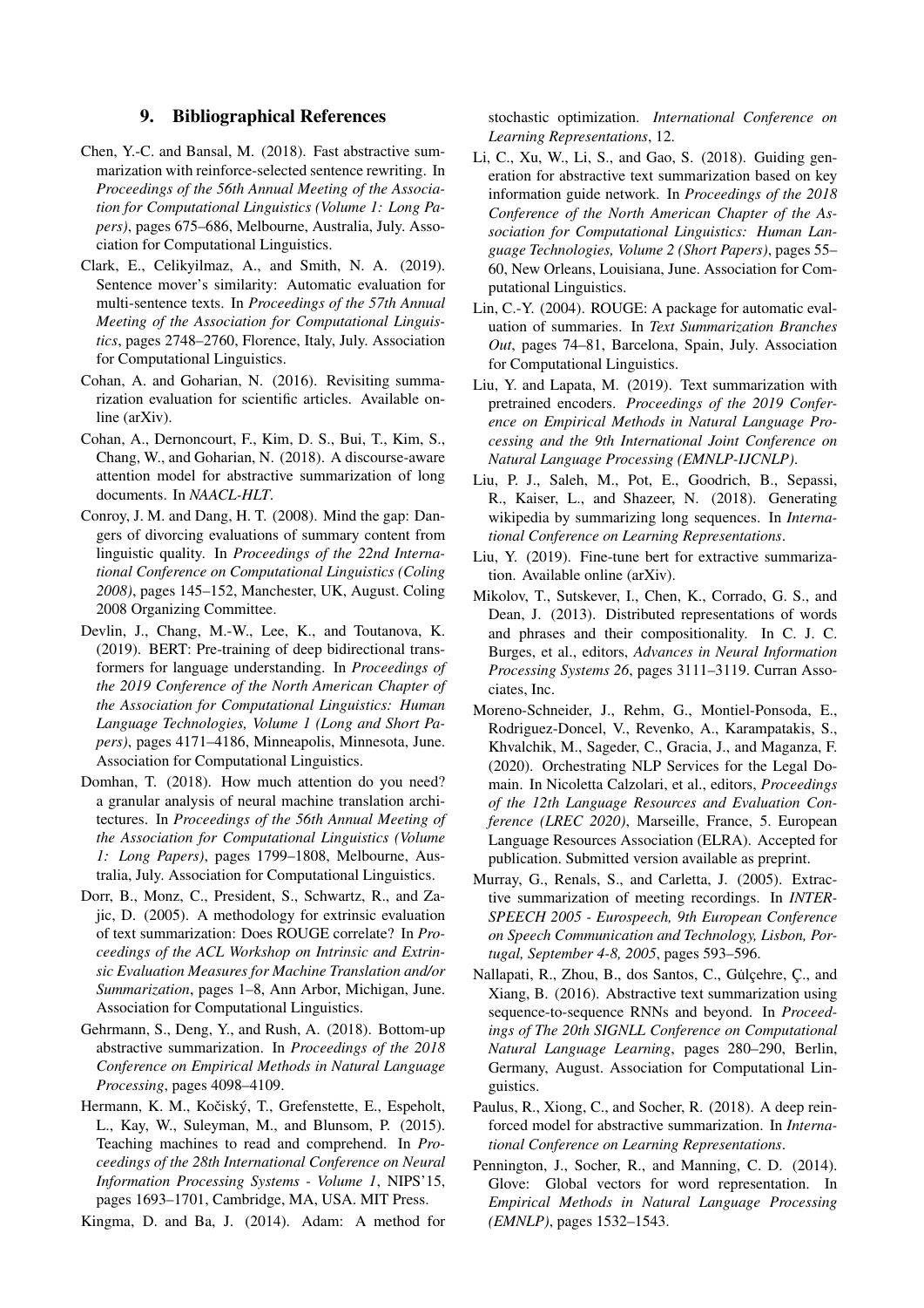## 9. Bibliographical References

Chen, Y.-C. and Bansal, M. (2018). Fast abstractive summarization with reinforce-selected sentence rewriting. In *Proceedings of the 56th Annual Meeting of the Association for Computational Linguistics (Volume 1: Long Papers)*, pages 675–686, Melbourne, Australia, July. Association for Computational Linguistics.

Clark, E., Celikyilmaz, A., and Smith, N. A. (2019). Sentence mover's similarity: Automatic evaluation for multi-sentence texts. In *Proceedings of the 57th Annual Meeting of the Association for Computational Linguistics*, pages 2748–2760, Florence, Italy, July. Association for Computational Linguistics.

Cohan, A. and Goharian, N. (2016). Revisiting summarization evaluation for scientific articles. Available online (arXiv).

Cohan, A., Dernoncourt, F., Kim, D. S., Bui, T., Kim, S., Chang, W., and Goharian, N. (2018). A discourse-aware attention model for abstractive summarization of long documents. In *NAACL-HLT*.

Conroy, J. M. and Dang, H. T. (2008). Mind the gap: Dangers of divorcing evaluations of summary content from linguistic quality. In *Proceedings of the 22nd International Conference on Computational Linguistics (Coling 2008)*, pages 145–152, Manchester, UK, August. Coling 2008 Organizing Committee.

Devlin, J., Chang, M.-W., Lee, K., and Toutanova, K. (2019). BERT: Pre-training of deep bidirectional transformers for language understanding. In *Proceedings of the 2019 Conference of the North American Chapter of the Association for Computational Linguistics: Human Language Technologies, Volume 1 (Long and Short Papers)*, pages 4171–4186, Minneapolis, Minnesota, June. Association for Computational Linguistics.

Domhan, T. (2018). How much attention do you need? a granular analysis of neural machine translation architectures. In *Proceedings of the 56th Annual Meeting of the Association for Computational Linguistics (Volume 1: Long Papers)*, pages 1799–1808, Melbourne, Australia, July. Association for Computational Linguistics.

Dorr, B., Monz, C., President, S., Schwartz, R., and Zajic, D. (2005). A methodology for extrinsic evaluation of text summarization: Does ROUGE correlate? In *Proceedings of the ACL Workshop on Intrinsic and Extrinsic Evaluation Measures for Machine Translation and/or Summarization*, pages 1–8, Ann Arbor, Michigan, June. Association for Computational Linguistics.

Gehrmann, S., Deng, Y., and Rush, A. (2018). Bottom-up abstractive summarization. In *Proceedings of the 2018 Conference on Empirical Methods in Natural Language Processing*, pages 4098–4109.

Hermann, K. M., Kočiský, T., Grefenstette, E., Espeholt, L., Kay, W., Suleyman, M., and Blunsom, P. (2015). Teaching machines to read and comprehend. In *Proceedings of the 28th International Conference on Neural Information Processing Systems - Volume 1*, NIPS'15, pages 1693–1701, Cambridge, MA, USA. MIT Press.

Kingma, D. and Ba, J. (2014). Adam: A method for stochastic optimization. *International Conference on Learning Representations*, 12.

Li, C., Xu, W., Li, S., and Gao, S. (2018). Guiding generation for abstractive text summarization based on key information guide network. In *Proceedings of the 2018 Conference of the North American Chapter of the Association for Computational Linguistics: Human Language Technologies, Volume 2 (Short Papers)*, pages 55–60, New Orleans, Louisiana, June. Association for Computational Linguistics.

Lin, C.-Y. (2004). ROUGE: A package for automatic evaluation of summaries. In *Text Summarization Branches Out*, pages 74–81, Barcelona, Spain, July. Association for Computational Linguistics.

Liu, Y. and Lapata, M. (2019). Text summarization with pretrained encoders. *Proceedings of the 2019 Conference on Empirical Methods in Natural Language Processing and the 9th International Joint Conference on Natural Language Processing (EMNLP-IJCNLP)*.

Liu, P. J., Saleh, M., Pot, E., Goodrich, B., Sepassi, R., Kaiser, L., and Shazeer, N. (2018). Generating wikipedia by summarizing long sequences. In *International Conference on Learning Representations*.

Liu, Y. (2019). Fine-tune bert for extractive summarization. Available online (arXiv).

Mikolov, T., Sutskever, I., Chen, K., Corrado, G. S., and Dean, J. (2013). Distributed representations of words and phrases and their compositionality. In C. J. C. Burges, et al., editors, *Advances in Neural Information Processing Systems 26*, pages 3111–3119. Curran Associates, Inc.

Moreno-Schneider, J., Rehm, G., Montiel-Ponsoda, E., Rodriguez-Doncel, V., Revenko, A., Karampatakis, S., Khvalchik, M., Sageder, C., Gracia, J., and Maganza, F. (2020). Orchestrating NLP Services for the Legal Domain. In Nicoletta Calzolari, et al., editors, *Proceedings of the 12th Language Resources and Evaluation Conference (LREC 2020)*, Marseille, France, 5. European Language Resources Association (ELRA). Accepted for publication. Submitted version available as preprint.

Murray, G., Renals, S., and Carletta, J. (2005). Extractive summarization of meeting recordings. In *INTERSPEECH 2005 - Eurospeech, 9th European Conference on Speech Communication and Technology, Lisbon, Portugal, September 4-8, 2005*, pages 593–596.

Nallapati, R., Zhou, B., dos Santos, C., Gulçehre, Ç., and Xiang, B. (2016). Abstractive text summarization using sequence-to-sequence RNNs and beyond. In *Proceedings of The 20th SIGNLL Conference on Computational Natural Language Learning*, pages 280–290, Berlin, Germany, August. Association for Computational Linguistics.

Paulus, R., Xiong, C., and Socher, R. (2018). A deep reinforced model for abstractive summarization. In *International Conference on Learning Representations*.

Pennington, J., Socher, R., and Manning, C. D. (2014). Glove: Global vectors for word representation. In *Empirical Methods in Natural Language Processing (EMNLP)*, pages 1532–1543.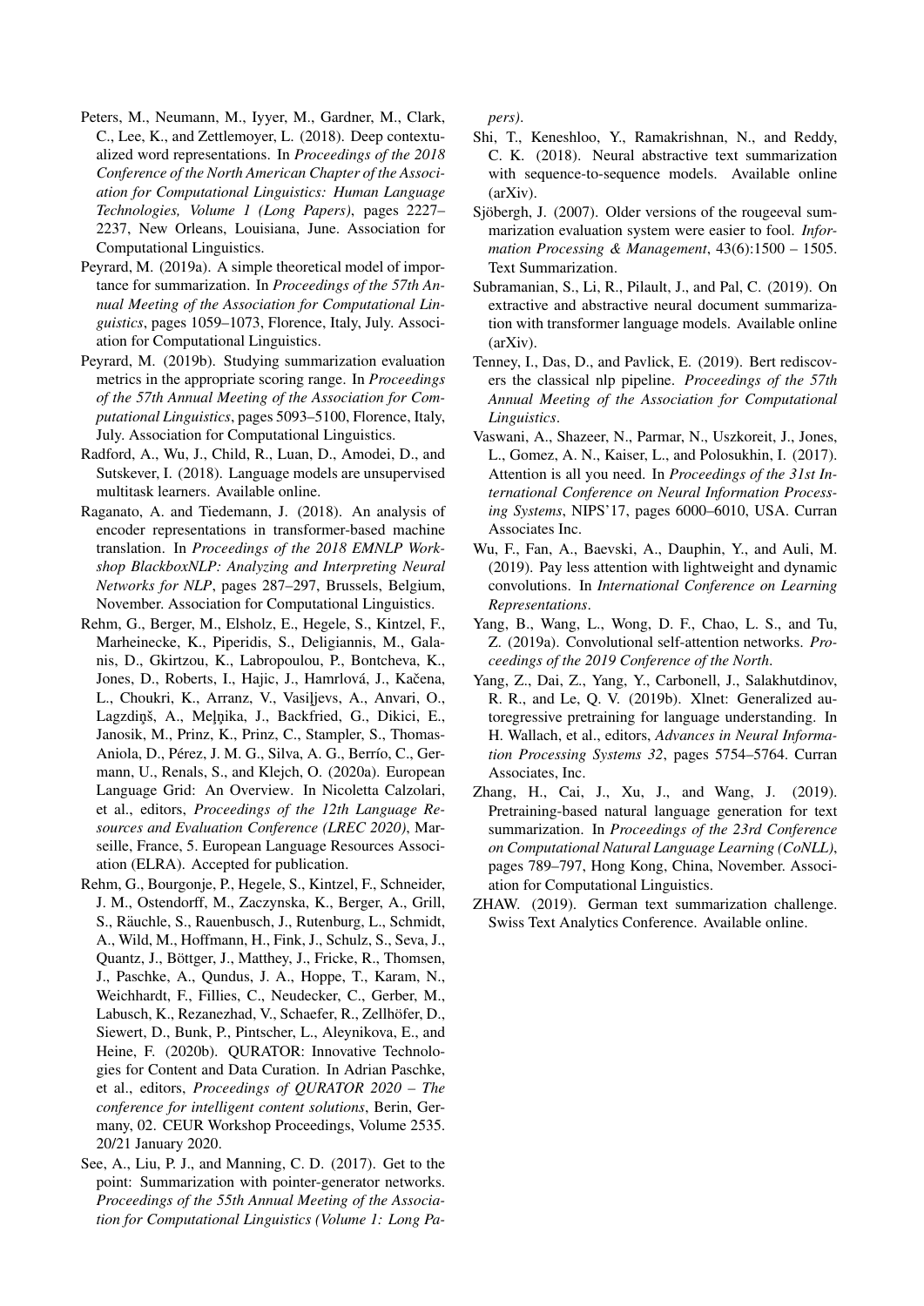Peters, M., Neumann, M., Iyyer, M., Gardner, M., Clark, C., Lee, K., and Zettlemoyer, L. (2018). Deep contextualized word representations. In *Proceedings of the 2018 Conference of the North American Chapter of the Association for Computational Linguistics: Human Language Technologies, Volume 1 (Long Papers)*, pages 2227–2237, New Orleans, Louisiana, June. Association for Computational Linguistics.

Peyrard, M. (2019a). A simple theoretical model of importance for summarization. In *Proceedings of the 57th Annual Meeting of the Association for Computational Linguistics*, pages 1059–1073, Florence, Italy, July. Association for Computational Linguistics.

Peyrard, M. (2019b). Studying summarization evaluation metrics in the appropriate scoring range. In *Proceedings of the 57th Annual Meeting of the Association for Computational Linguistics*, pages 5093–5100, Florence, Italy, July. Association for Computational Linguistics.

Radford, A., Wu, J., Child, R., Luan, D., Amodei, D., and Sutskever, I. (2018). Language models are unsupervised multitask learners. Available online.

Raganato, A. and Tiedemann, J. (2018). An analysis of encoder representations in transformer-based machine translation. In *Proceedings of the 2018 EMNLP Workshop BlackboxNLP: Analyzing and Interpreting Neural Networks for NLP*, pages 287–297, Brussels, Belgium, November. Association for Computational Linguistics.

Rehm, G., Berger, M., Elsholz, E., Hegele, S., Kintzel, F., Marheinecke, K., Piperidis, S., Deligiannis, M., Galanis, D., Gkirtzou, K., Labropoulou, P., Bontcheva, K., Jones, D., Roberts, I., Hajic, J., Hamrlová, J., Kačena, L., Choukri, K., Arranz, V., Vasiļjevs, A., Anvari, O., Lagzdiņš, A., Meļņika, J., Backfried, G., Dikici, E., Janosik, M., Prinz, K., Prinz, C., Stampler, S., Thomas-Aniola, D., Pérez, J. M. G., Silva, A. G., Berrío, C., Germann, U., Renals, S., and Klejch, O. (2020a). European Language Grid: An Overview. In Nicoletta Calzolari, et al., editors, *Proceedings of the 12th Language Resources and Evaluation Conference (LREC 2020)*, Marseille, France, 5. European Language Resources Association (ELRA). Accepted for publication.

Rehm, G., Bourgonje, P., Hegele, S., Kintzel, F., Schneider, J. M., Ostendorff, M., Zaczynska, K., Berger, A., Grill, S., Räuchle, S., Rauenbusch, J., Rutenburg, L., Schmidt, A., Wild, M., Hoffmann, H., Fink, J., Schulz, S., Seva, J., Quantz, J., Böttger, J., Matthey, J., Fricke, R., Thomsen, J., Paschke, A., Qundus, J. A., Hoppe, T., Karam, N., Weichhardt, F., Fillies, C., Neudecker, C., Gerber, M., Labusch, K., Rezanezhad, V., Schaefer, R., Zellhöfer, D., Siewert, D., Bunk, P., Pintscher, L., Aleynikova, E., and Heine, F. (2020b). QURATOR: Innovative Technologies for Content and Data Curation. In Adrian Paschke, et al., editors, *Proceedings of QURATOR 2020 – The conference for intelligent content solutions*, Berin, Germany, 02. CEUR Workshop Proceedings, Volume 2535. 20/21 January 2020.

See, A., Liu, P. J., and Manning, C. D. (2017). Get to the point: Summarization with pointer-generator networks. *Proceedings of the 55th Annual Meeting of the Association for Computational Linguistics (Volume 1: Long Papers)*.

Shi, T., Keneshloo, Y., Ramakrishnan, N., and Reddy, C. K. (2018). Neural abstractive text summarization with sequence-to-sequence models. Available online (arXiv).

Sjöbergh, J. (2007). Older versions of the rougeeval summarization evaluation system were easier to fool. *Information Processing & Management*, 43(6):1500 – 1505. Text Summarization.

Subramanian, S., Li, R., Pilault, J., and Pal, C. (2019). On extractive and abstractive neural document summarization with transformer language models. Available online (arXiv).

Tenney, I., Das, D., and Pavlick, E. (2019). Bert rediscovers the classical nlp pipeline. *Proceedings of the 57th Annual Meeting of the Association for Computational Linguistics*.

Vaswani, A., Shazeer, N., Parmar, N., Uszkoreit, J., Jones, L., Gomez, A. N., Kaiser, L., and Polosukhin, I. (2017). Attention is all you need. In *Proceedings of the 31st International Conference on Neural Information Processing Systems*, NIPS'17, pages 6000–6010, USA. Curran Associates Inc.

Wu, F., Fan, A., Baevski, A., Dauphin, Y., and Auli, M. (2019). Pay less attention with lightweight and dynamic convolutions. In *International Conference on Learning Representations*.

Yang, B., Wang, L., Wong, D. F., Chao, L. S., and Tu, Z. (2019a). Convolutional self-attention networks. *Proceedings of the 2019 Conference of the North*.

Yang, Z., Dai, Z., Yang, Y., Carbonell, J., Salakhutdinov, R. R., and Le, Q. V. (2019b). Xlnet: Generalized autoregressive pretraining for language understanding. In H. Wallach, et al., editors, *Advances in Neural Information Processing Systems 32*, pages 5754–5764. Curran Associates, Inc.

Zhang, H., Cai, J., Xu, J., and Wang, J. (2019). Pretraining-based natural language generation for text summarization. In *Proceedings of the 23rd Conference on Computational Natural Language Learning (CoNLL)*, pages 789–797, Hong Kong, China, November. Association for Computational Linguistics.

ZHAW. (2019). German text summarization challenge. Swiss Text Analytics Conference. Available online.